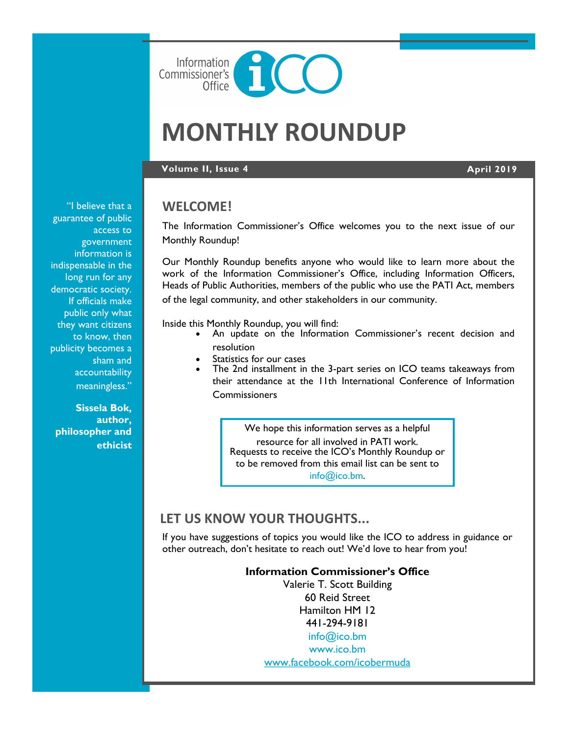Information Commissioner's Office

# MONTHLY ROUNDUP

**Volume II, Issue 4** **April 2019**

> "I believe that a guarantee of public access to government information is indispensable in the long run for any democratic society. If officials make public only what they want citizens to know, then publicity becomes a sham and accountability meaningless."
>
> **Sissela Bok, author, philosopher and ethicist**

## WELCOME!

The Information Commissioner's Office welcomes you to the next issue of our Monthly Roundup!

Our Monthly Roundup benefits anyone who would like to learn more about the work of the Information Commissioner's Office, including Information Officers, Heads of Public Authorities, members of the public who use the PATI Act, members of the legal community, and other stakeholders in our community.

Inside this Monthly Roundup, you will find:

- An update on the Information Commissioner's recent decision and resolution
- Statistics for our cases
- The 2nd installment in the 3-part series on ICO teams takeaways from their attendance at the 11th International Conference of Information Commissioners

We hope this information serves as a helpful resource for all involved in PATI work. Requests to receive the ICO's Monthly Roundup or to be removed from this email list can be sent to info@ico.bm.

## LET US KNOW YOUR THOUGHTS...

If you have suggestions of topics you would like the ICO to address in guidance or other outreach, don't hesitate to reach out! We'd love to hear from you!

**Information Commissioner's Office**
Valerie T. Scott Building
60 Reid Street
Hamilton HM 12
441-294-9181
info@ico.bm
www.ico.bm
www.facebook.com/icobermuda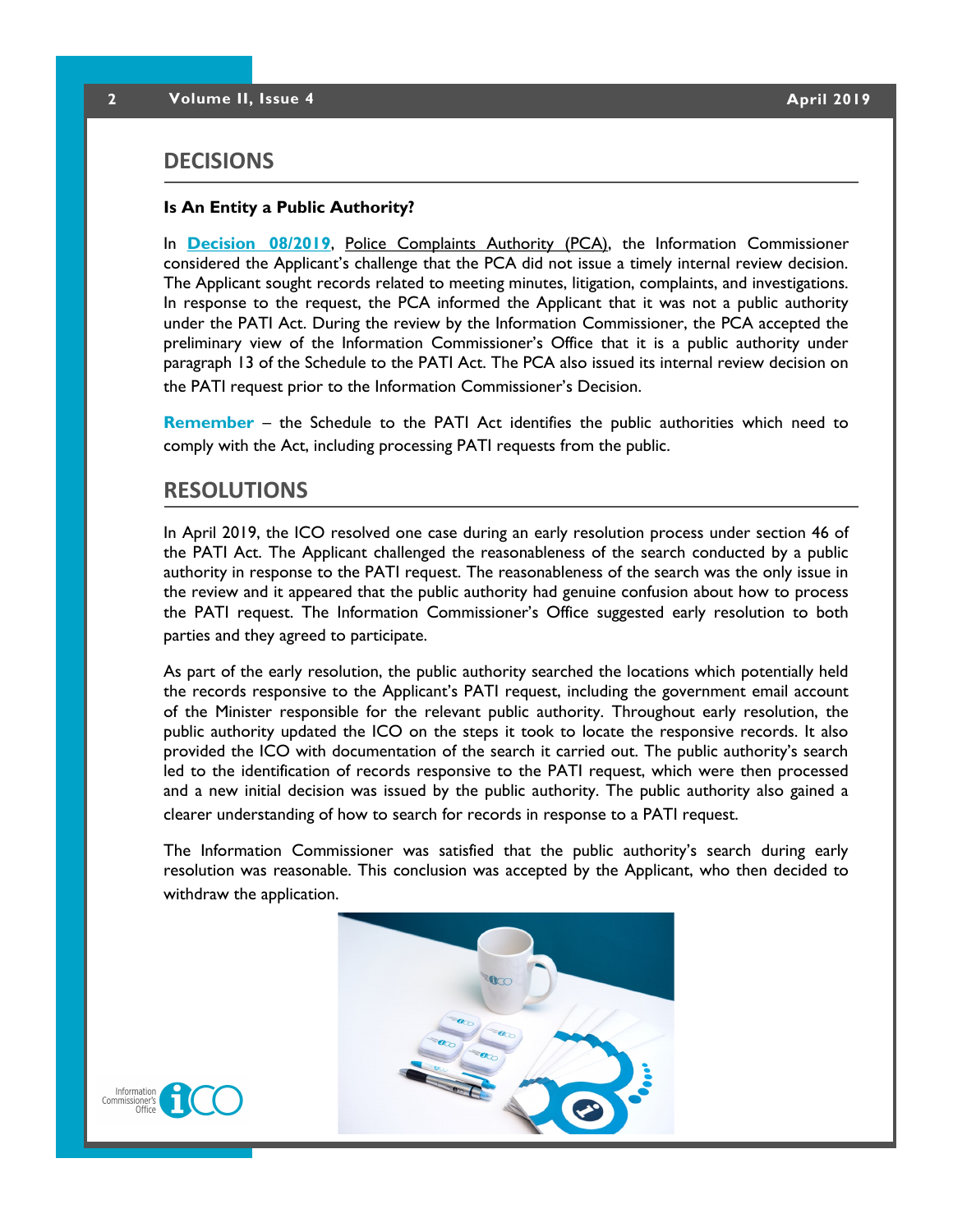## DECISIONS

**Is An Entity a Public Authority?**

In **Decision 08/2019**, Police Complaints Authority (PCA), the Information Commissioner considered the Applicant's challenge that the PCA did not issue a timely internal review decision. The Applicant sought records related to meeting minutes, litigation, complaints, and investigations. In response to the request, the PCA informed the Applicant that it was not a public authority under the PATI Act. During the review by the Information Commissioner, the PCA accepted the preliminary view of the Information Commissioner's Office that it is a public authority under paragraph 13 of the Schedule to the PATI Act. The PCA also issued its internal review decision on the PATI request prior to the Information Commissioner's Decision.

**Remember** – the Schedule to the PATI Act identifies the public authorities which need to comply with the Act, including processing PATI requests from the public.

## RESOLUTIONS

In April 2019, the ICO resolved one case during an early resolution process under section 46 of the PATI Act. The Applicant challenged the reasonableness of the search conducted by a public authority in response to the PATI request. The reasonableness of the search was the only issue in the review and it appeared that the public authority had genuine confusion about how to process the PATI request. The Information Commissioner's Office suggested early resolution to both parties and they agreed to participate.

As part of the early resolution, the public authority searched the locations which potentially held the records responsive to the Applicant's PATI request, including the government email account of the Minister responsible for the relevant public authority. Throughout early resolution, the public authority updated the ICO on the steps it took to locate the responsive records. It also provided the ICO with documentation of the search it carried out. The public authority's search led to the identification of records responsive to the PATI request, which were then processed and a new initial decision was issued by the public authority. The public authority also gained a clearer understanding of how to search for records in response to a PATI request.

The Information Commissioner was satisfied that the public authority's search during early resolution was reasonable. This conclusion was accepted by the Applicant, who then decided to withdraw the application.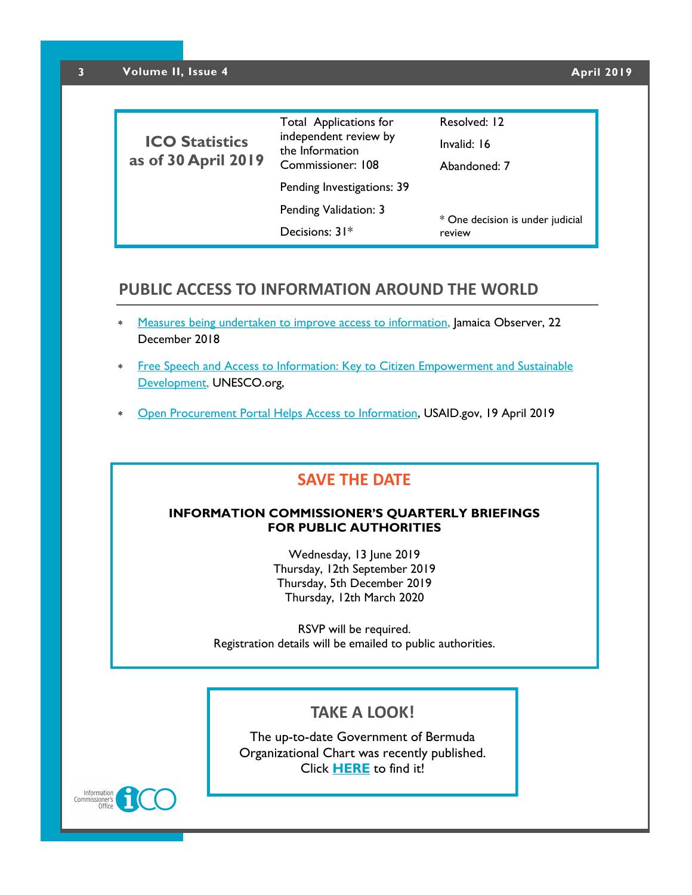## ICO Statistics as of 30 April 2019

Total Applications for independent review by the Information Commissioner: 108

Pending Investigations: 39

Pending Validation: 3

Decisions: 31*

Resolved: 12

Invalid: 16

Abandoned: 7

* One decision is under judicial review

## PUBLIC ACCESS TO INFORMATION AROUND THE WORLD

- Measures being undertaken to improve access to information, Jamaica Observer, 22 December 2018
- Free Speech and Access to Information: Key to Citizen Empowerment and Sustainable Development, UNESCO.org,
- Open Procurement Portal Helps Access to Information, USAID.gov, 19 April 2019

## SAVE THE DATE

**INFORMATION COMMISSIONER'S QUARTERLY BRIEFINGS FOR PUBLIC AUTHORITIES**

Wednesday, 13 June 2019
Thursday, 12th September 2019
Thursday, 5th December 2019
Thursday, 12th March 2020

RSVP will be required.
Registration details will be emailed to public authorities.

## TAKE A LOOK!

The up-to-date Government of Bermuda Organizational Chart was recently published. Click **HERE** to find it!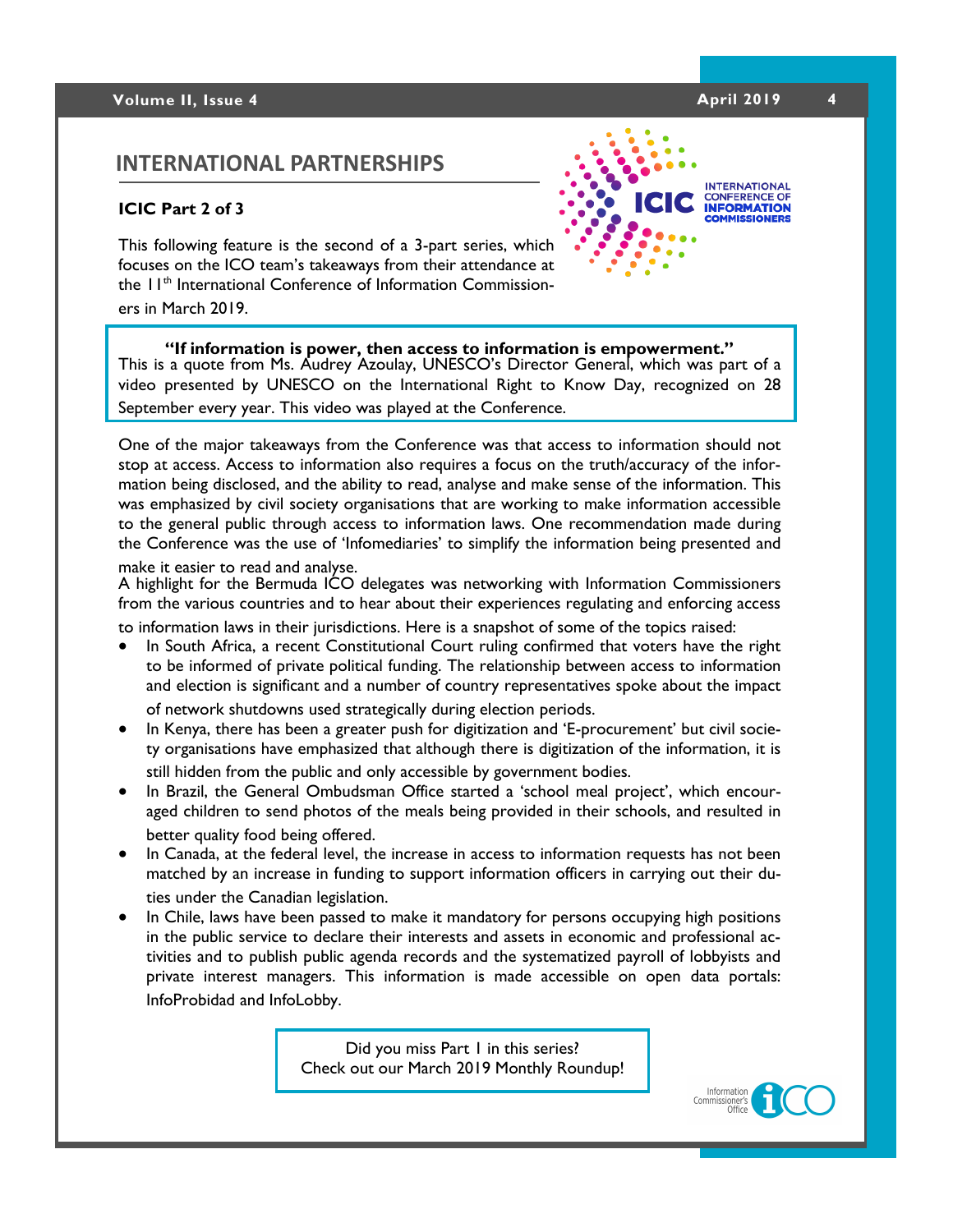## INTERNATIONAL PARTNERSHIPS

### ICIC Part 2 of 3

This following feature is the second of a 3-part series, which focuses on the ICO team's takeaways from their attendance at the 11th International Conference of Information Commissioners in March 2019.

**"If information is power, then access to information is empowerment."**
This is a quote from Ms. Audrey Azoulay, UNESCO's Director General, which was part of a video presented by UNESCO on the International Right to Know Day, recognized on 28 September every year. This video was played at the Conference.

One of the major takeaways from the Conference was that access to information should not stop at access. Access to information also requires a focus on the truth/accuracy of the information being disclosed, and the ability to read, analyse and make sense of the information. This was emphasized by civil society organisations that are working to make information accessible to the general public through access to information laws. One recommendation made during the Conference was the use of 'Infomediaries' to simplify the information being presented and make it easier to read and analyse.

A highlight for the Bermuda ICO delegates was networking with Information Commissioners from the various countries and to hear about their experiences regulating and enforcing access to information laws in their jurisdictions. Here is a snapshot of some of the topics raised:

- In South Africa, a recent Constitutional Court ruling confirmed that voters have the right to be informed of private political funding. The relationship between access to information and election is significant and a number of country representatives spoke about the impact of network shutdowns used strategically during election periods.
- In Kenya, there has been a greater push for digitization and 'E-procurement' but civil society organisations have emphasized that although there is digitization of the information, it is still hidden from the public and only accessible by government bodies.
- In Brazil, the General Ombudsman Office started a 'school meal project', which encouraged children to send photos of the meals being provided in their schools, and resulted in better quality food being offered.
- In Canada, at the federal level, the increase in access to information requests has not been matched by an increase in funding to support information officers in carrying out their duties under the Canadian legislation.
- In Chile, laws have been passed to make it mandatory for persons occupying high positions in the public service to declare their interests and assets in economic and professional activities and to publish public agenda records and the systematized payroll of lobbyists and private interest managers. This information is made accessible on open data portals: InfoProbidad and InfoLobby.

Did you miss Part 1 in this series?
Check out our March 2019 Monthly Roundup!